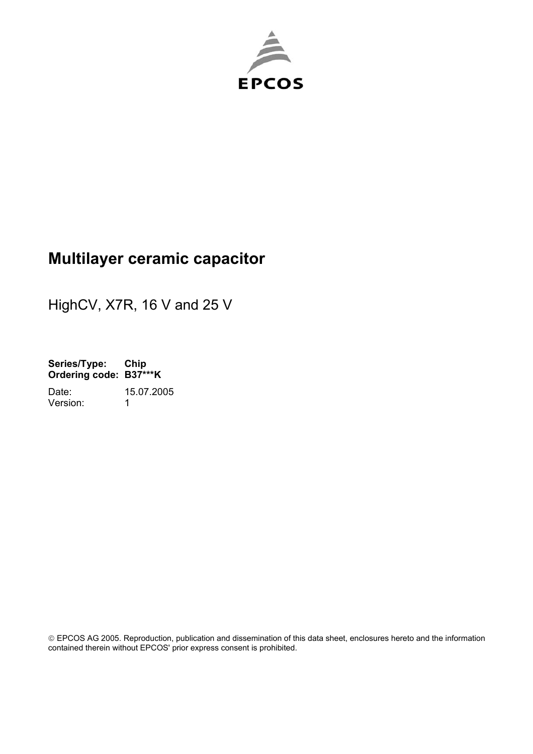EPCOS

# Multilayer ceramic capacitor

HighCV, X7R, 16 V and 25 V

**Series/Type: Chip**
**Ordering code: B37***K**

Date: 15.07.2005
Version: 1

© EPCOS AG 2005. Reproduction, publication and dissemination of this data sheet, enclosures hereto and the information contained therein without EPCOS' prior express consent is prohibited.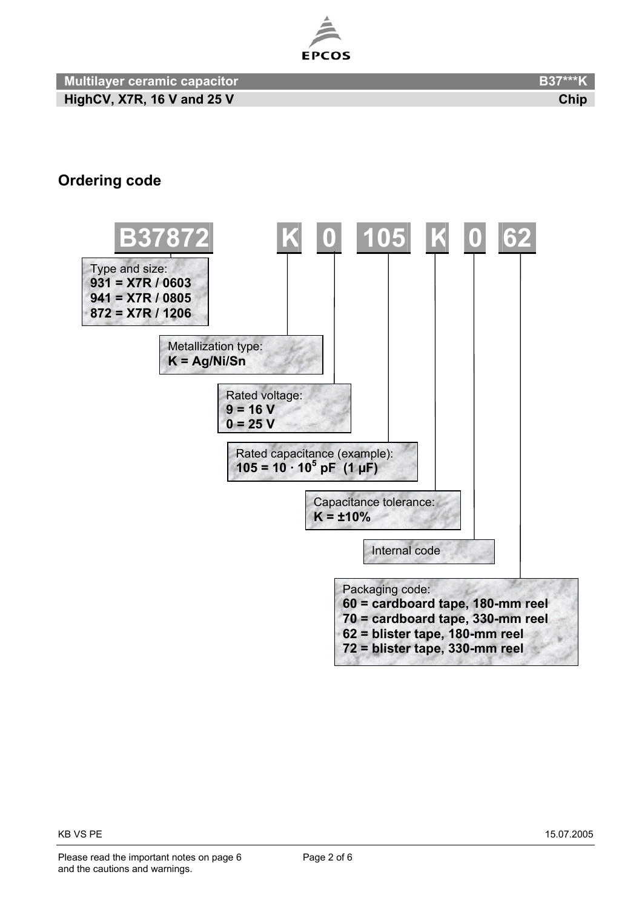# Multilayer ceramic capacitor — B37***K

## HighCV, X7R, 16 V and 25 V — Chip

## Ordering code

**B37872 K 0 105 K 0 62**

| Code segment | Meaning |
| --- | --- |
| B37872 | Type and size:<br>**931 = X7R / 0603**<br>**941 = X7R / 0805**<br>**872 = X7R / 1206** |
| K | Metallization type:<br>**K = Ag/Ni/Sn** |
| 0 | Rated voltage:<br>**9 = 16 V**<br>**0 = 25 V** |
| 105 | Rated capacitance (example):<br>**105 = $10 \cdot 10^5$ pF (1 µF)** |
| K | Capacitance tolerance:<br>**K = ±10%** |
| 0 | Internal code |
| 62 | Packaging code:<br>**60 = cardboard tape, 180-mm reel**<br>**70 = cardboard tape, 330-mm reel**<br>**62 = blister tape, 180-mm reel**<br>**72 = blister tape, 330-mm reel** |

KB VS PE — 15.07.2005

Please read the important notes on page 6 and the cautions and warnings.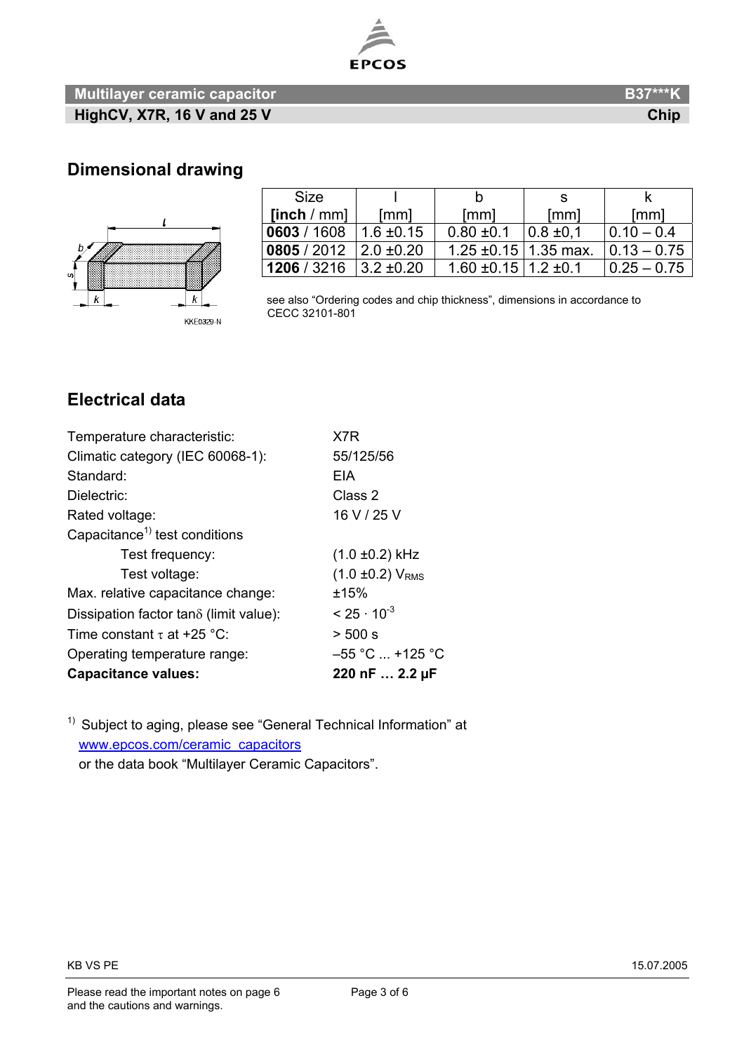# Multilayer ceramic capacitor — B37***K

## HighCV, X7R, 16 V and 25 V — Chip

## Dimensional drawing

KKE0329-N

| Size [inch / mm] | l [mm] | b [mm] | s [mm] | k [mm] |
|---|---|---|---|---|
| **0603** / 1608 | 1.6 ±0.15 | 0.80 ±0.1 | 0.8 ±0,1 | 0.10 – 0.4 |
| **0805** / 2012 | 2.0 ±0.20 | 1.25 ±0.15 | 1.35 max. | 0.13 – 0.75 |
| **1206** / 3216 | 3.2 ±0.20 | 1.60 ±0.15 | 1.2 ±0.1 | 0.25 – 0.75 |

see also "Ordering codes and chip thickness", dimensions in accordance to CECC 32101-801

## Electrical data

| | |
|---|---|
| Temperature characteristic: | X7R |
| Climatic category (IEC 60068-1): | 55/125/56 |
| Standard: | EIA |
| Dielectric: | Class 2 |
| Rated voltage: | 16 V / 25 V |
| Capacitance[1] test conditions | |
| Test frequency: | (1.0 ±0.2) kHz |
| Test voltage: | (1.0 ±0.2) $V_{RMS}$ |
| Max. relative capacitance change: | ±15% |
| Dissipation factor $\tan\delta$ (limit value): | $< 25 \cdot 10^{-3}$ |
| Time constant $\tau$ at +25 °C: | > 500 s |
| Operating temperature range: | –55 °C ... +125 °C |
| **Capacitance values:** | **220 nF … 2.2 µF** |

[1] Subject to aging, please see "General Technical Information" at www.epcos.com/ceramic_capacitors or the data book "Multilayer Ceramic Capacitors".

KB VS PE 15.07.2005

Please read the important notes on page 6 and the cautions and warnings.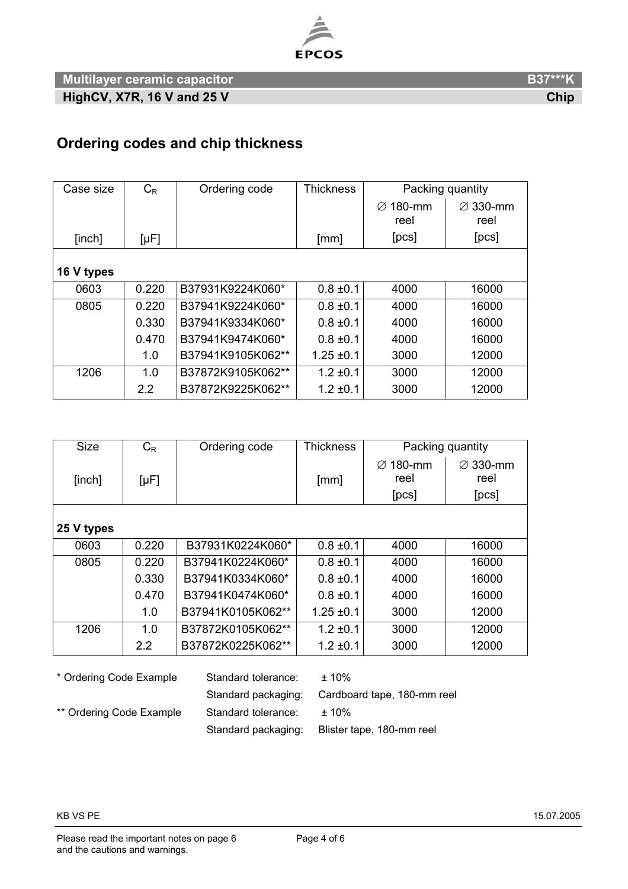## Ordering codes and chip thickness

| Case size | $C_R$ | Ordering code | Thickness | Packing quantity | |
|---|---|---|---|---|---|
| | | | | ∅ 180-mm reel | ∅ 330-mm reel |
| [inch] | [µF] | | [mm] | [pcs] | [pcs] |
| **16 V types** | | | | | |
| 0603 | 0.220 | B37931K9224K060* | 0.8 ±0.1 | 4000 | 16000 |
| 0805 | 0.220 | B37941K9224K060* | 0.8 ±0.1 | 4000 | 16000 |
| | 0.330 | B37941K9334K060* | 0.8 ±0.1 | 4000 | 16000 |
| | 0.470 | B37941K9474K060* | 0.8 ±0.1 | 4000 | 16000 |
| | 1.0 | B37941K9105K062** | 1.25 ±0.1 | 3000 | 12000 |
| 1206 | 1.0 | B37872K9105K062** | 1.2 ±0.1 | 3000 | 12000 |
| | 2.2 | B37872K9225K062** | 1.2 ±0.1 | 3000 | 12000 |

| Size | $C_R$ | Ordering code | Thickness | Packing quantity | |
|---|---|---|---|---|---|
| | | | | ∅ 180-mm reel | ∅ 330-mm reel |
| [inch] | [µF] | | [mm] | [pcs] | [pcs] |
| **25 V types** | | | | | |
| 0603 | 0.220 | B37931K0224K060* | 0.8 ±0.1 | 4000 | 16000 |
| 0805 | 0.220 | B37941K0224K060* | 0.8 ±0.1 | 4000 | 16000 |
| | 0.330 | B37941K0334K060* | 0.8 ±0.1 | 4000 | 16000 |
| | 0.470 | B37941K0474K060* | 0.8 ±0.1 | 4000 | 16000 |
| | 1.0 | B37941K0105K062** | 1.25 ±0.1 | 3000 | 12000 |
| 1206 | 1.0 | B37872K0105K062** | 1.2 ±0.1 | 3000 | 12000 |
| | 2.2 | B37872K0225K062** | 1.2 ±0.1 | 3000 | 12000 |

\* Ordering Code Example — Standard tolerance: ± 10%; Standard packaging: Cardboard tape, 180-mm reel

\** Ordering Code Example — Standard tolerance: ± 10%; Standard packaging: Blister tape, 180-mm reel

KB VS PE

15.07.2005

Please read the important notes on page 6 and the cautions and warnings.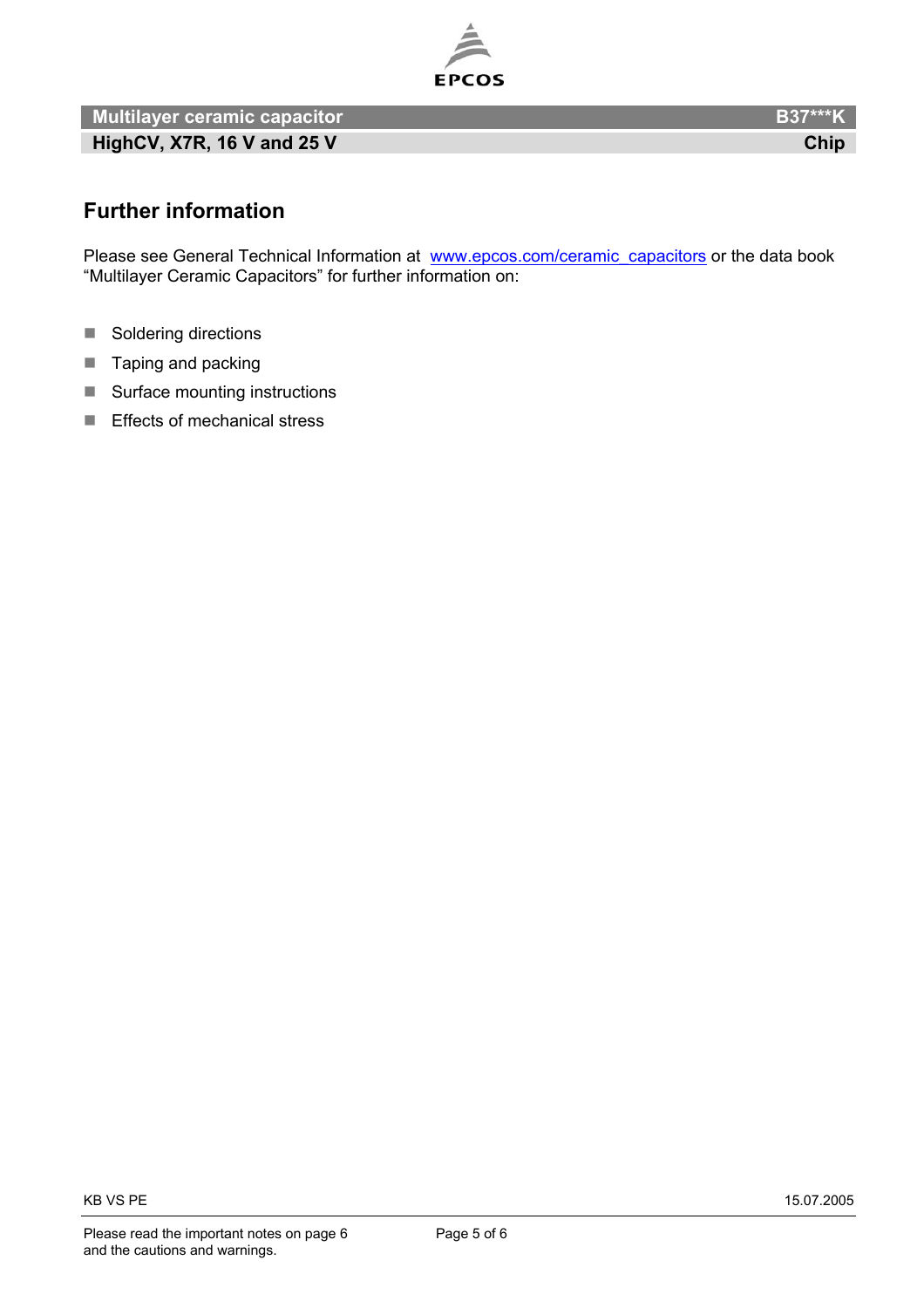## Further information

Please see General Technical Information at [www.epcos.com/ceramic_capacitors](www.epcos.com/ceramic_capacitors) or the data book "Multilayer Ceramic Capacitors" for further information on:

- Soldering directions
- Taping and packing
- Surface mounting instructions
- Effects of mechanical stress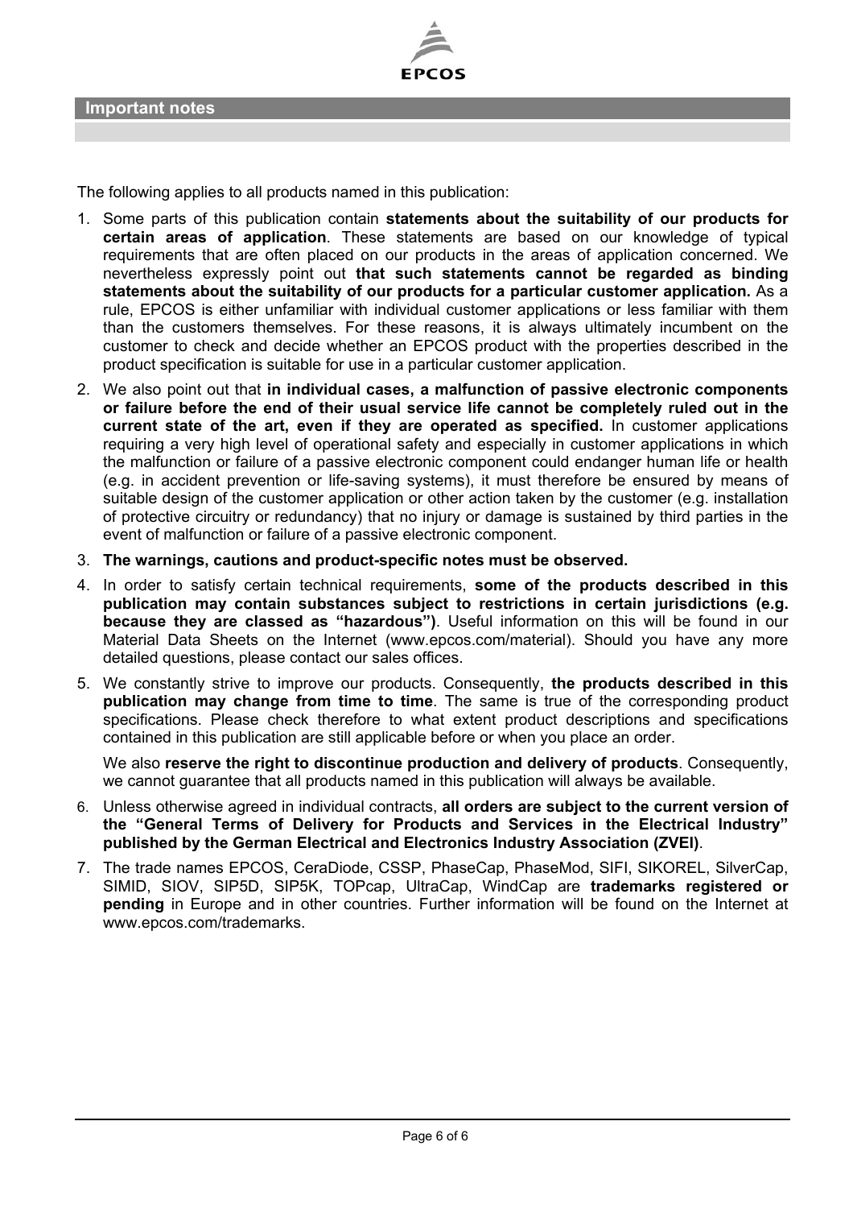## Important notes

The following applies to all products named in this publication:

1. Some parts of this publication contain **statements about the suitability of our products for certain areas of application**. These statements are based on our knowledge of typical requirements that are often placed on our products in the areas of application concerned. We nevertheless expressly point out **that such statements cannot be regarded as binding statements about the suitability of our products for a particular customer application.** As a rule, EPCOS is either unfamiliar with individual customer applications or less familiar with them than the customers themselves. For these reasons, it is always ultimately incumbent on the customer to check and decide whether an EPCOS product with the properties described in the product specification is suitable for use in a particular customer application.
2. We also point out that **in individual cases, a malfunction of passive electronic components or failure before the end of their usual service life cannot be completely ruled out in the current state of the art, even if they are operated as specified.** In customer applications requiring a very high level of operational safety and especially in customer applications in which the malfunction or failure of a passive electronic component could endanger human life or health (e.g. in accident prevention or life-saving systems), it must therefore be ensured by means of suitable design of the customer application or other action taken by the customer (e.g. installation of protective circuitry or redundancy) that no injury or damage is sustained by third parties in the event of malfunction or failure of a passive electronic component.
3. **The warnings, cautions and product-specific notes must be observed.**
4. In order to satisfy certain technical requirements, **some of the products described in this publication may contain substances subject to restrictions in certain jurisdictions (e.g. because they are classed as "hazardous")**. Useful information on this will be found in our Material Data Sheets on the Internet (www.epcos.com/material). Should you have any more detailed questions, please contact our sales offices.
5. We constantly strive to improve our products. Consequently, **the products described in this publication may change from time to time**. The same is true of the corresponding product specifications. Please check therefore to what extent product descriptions and specifications contained in this publication are still applicable before or when you place an order.

   We also **reserve the right to discontinue production and delivery of products**. Consequently, we cannot guarantee that all products named in this publication will always be available.
6. Unless otherwise agreed in individual contracts, **all orders are subject to the current version of the "General Terms of Delivery for Products and Services in the Electrical Industry" published by the German Electrical and Electronics Industry Association (ZVEI)**.
7. The trade names EPCOS, CeraDiode, CSSP, PhaseCap, PhaseMod, SIFI, SIKOREL, SilverCap, SIMID, SIOV, SIP5D, SIP5K, TOPcap, UltraCap, WindCap are **trademarks registered or pending** in Europe and in other countries. Further information will be found on the Internet at www.epcos.com/trademarks.